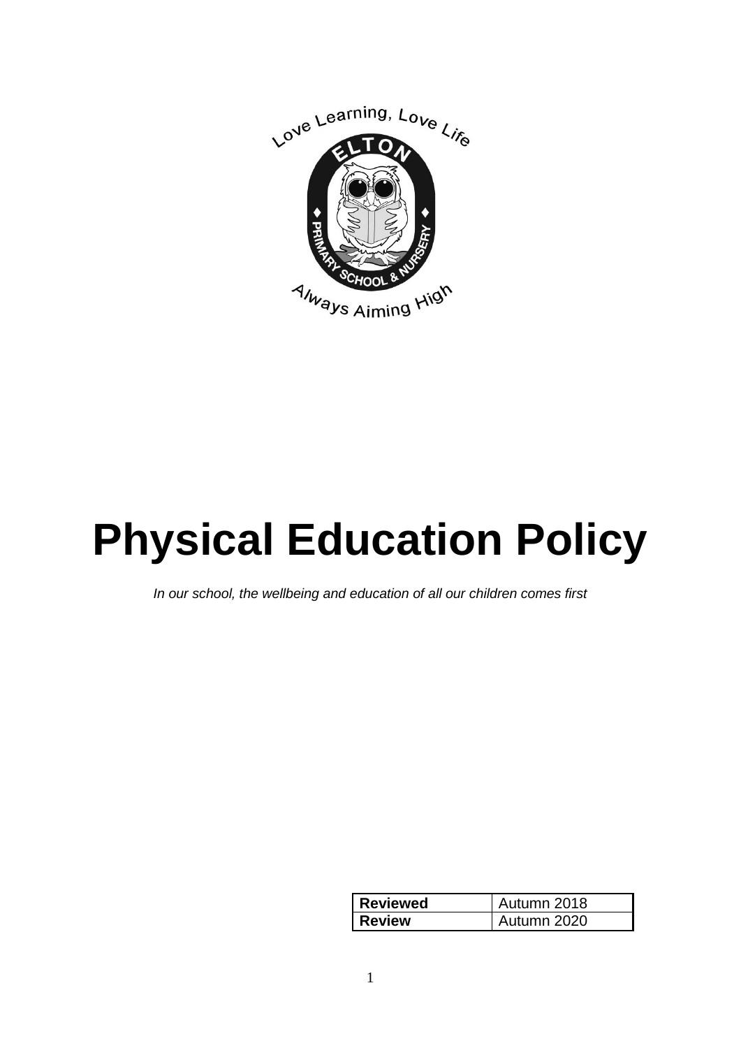# Physical Education Policy

*In our school, the wellbeing and education of all our children comes first*

| **Reviewed** | Autumn 2018 |
|---|---|
| **Review** | Autumn 2020 |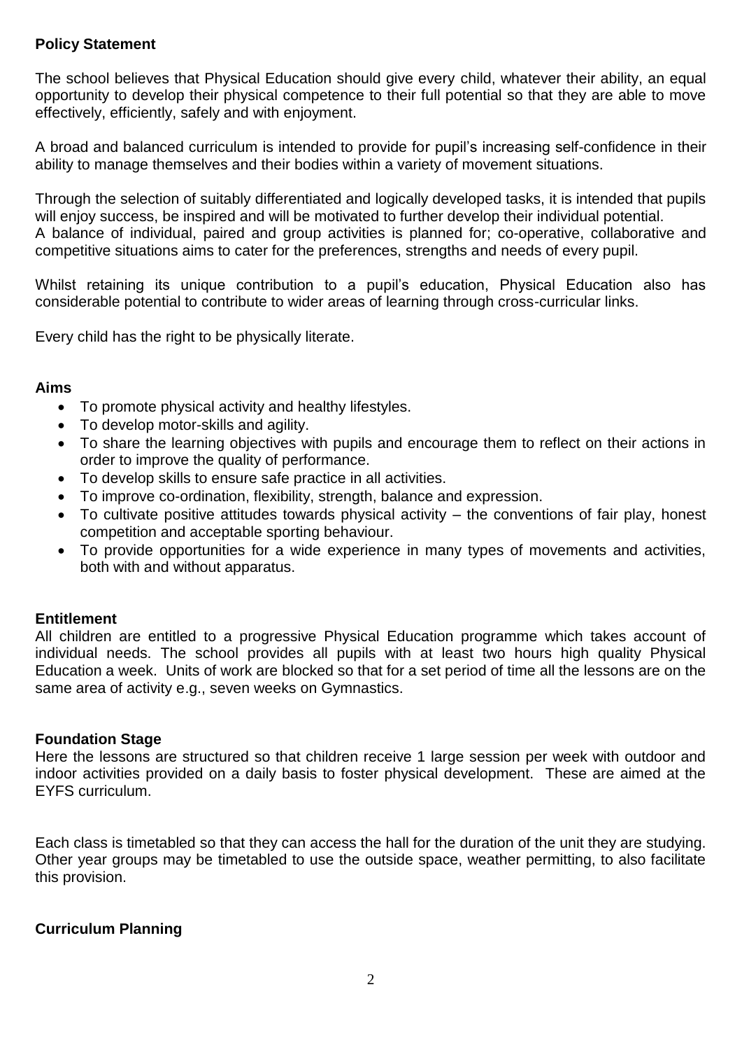## Policy Statement

The school believes that Physical Education should give every child, whatever their ability, an equal opportunity to develop their physical competence to their full potential so that they are able to move effectively, efficiently, safely and with enjoyment.

A broad and balanced curriculum is intended to provide for pupil's increasing self-confidence in their ability to manage themselves and their bodies within a variety of movement situations.

Through the selection of suitably differentiated and logically developed tasks, it is intended that pupils will enjoy success, be inspired and will be motivated to further develop their individual potential.
A balance of individual, paired and group activities is planned for; co-operative, collaborative and competitive situations aims to cater for the preferences, strengths and needs of every pupil.

Whilst retaining its unique contribution to a pupil's education, Physical Education also has considerable potential to contribute to wider areas of learning through cross-curricular links.

Every child has the right to be physically literate.

## Aims

- To promote physical activity and healthy lifestyles.
- To develop motor-skills and agility.
- To share the learning objectives with pupils and encourage them to reflect on their actions in order to improve the quality of performance.
- To develop skills to ensure safe practice in all activities.
- To improve co-ordination, flexibility, strength, balance and expression.
- To cultivate positive attitudes towards physical activity – the conventions of fair play, honest competition and acceptable sporting behaviour.
- To provide opportunities for a wide experience in many types of movements and activities, both with and without apparatus.

## Entitlement

All children are entitled to a progressive Physical Education programme which takes account of individual needs. The school provides all pupils with at least two hours high quality Physical Education a week. Units of work are blocked so that for a set period of time all the lessons are on the same area of activity e.g., seven weeks on Gymnastics.

## Foundation Stage

Here the lessons are structured so that children receive 1 large session per week with outdoor and indoor activities provided on a daily basis to foster physical development. These are aimed at the EYFS curriculum.

Each class is timetabled so that they can access the hall for the duration of the unit they are studying. Other year groups may be timetabled to use the outside space, weather permitting, to also facilitate this provision.

## Curriculum Planning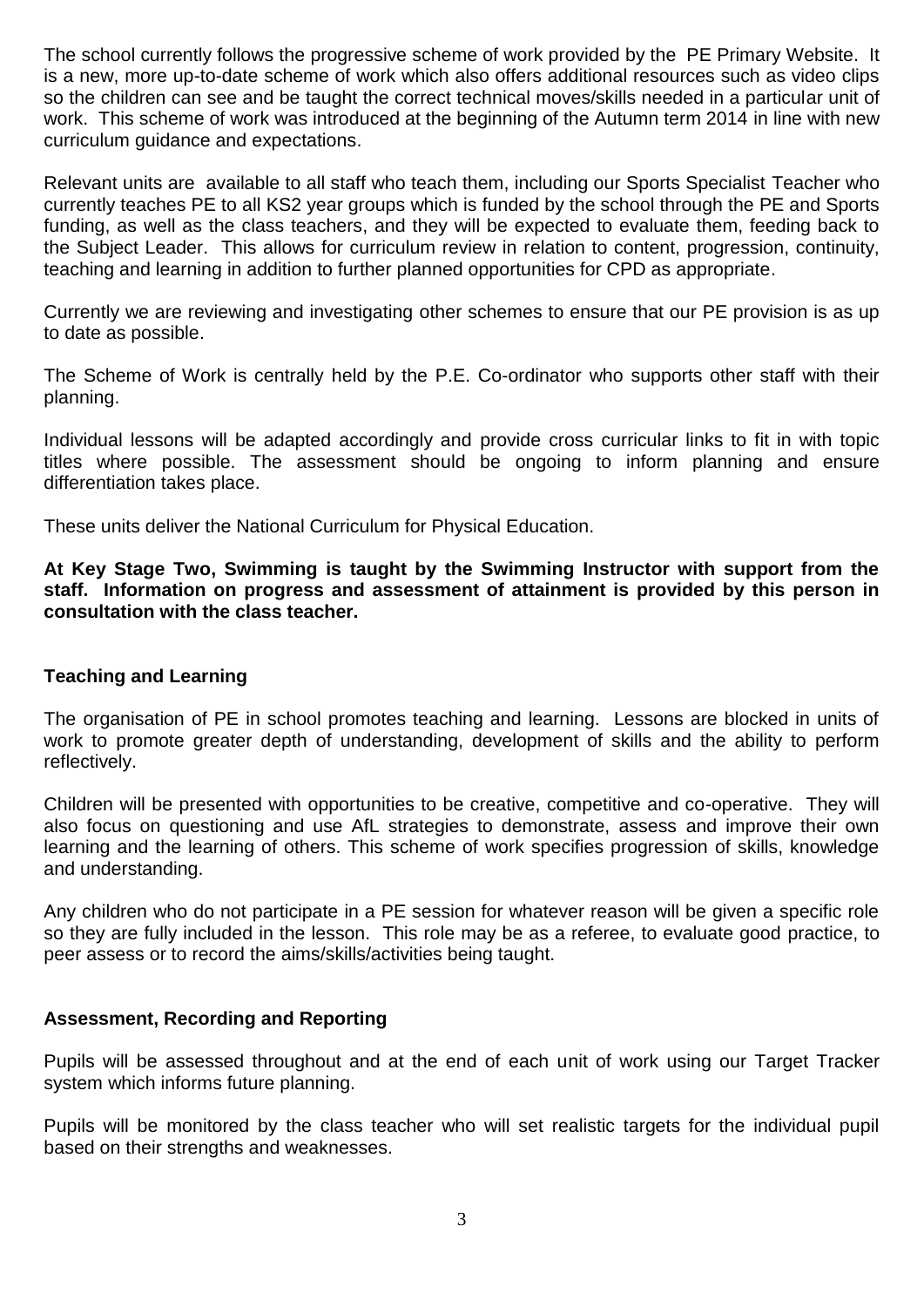The school currently follows the progressive scheme of work provided by the PE Primary Website. It is a new, more up-to-date scheme of work which also offers additional resources such as video clips so the children can see and be taught the correct technical moves/skills needed in a particular unit of work. This scheme of work was introduced at the beginning of the Autumn term 2014 in line with new curriculum guidance and expectations.

Relevant units are available to all staff who teach them, including our Sports Specialist Teacher who currently teaches PE to all KS2 year groups which is funded by the school through the PE and Sports funding, as well as the class teachers, and they will be expected to evaluate them, feeding back to the Subject Leader. This allows for curriculum review in relation to content, progression, continuity, teaching and learning in addition to further planned opportunities for CPD as appropriate.

Currently we are reviewing and investigating other schemes to ensure that our PE provision is as up to date as possible.

The Scheme of Work is centrally held by the P.E. Co-ordinator who supports other staff with their planning.

Individual lessons will be adapted accordingly and provide cross curricular links to fit in with topic titles where possible. The assessment should be ongoing to inform planning and ensure differentiation takes place.

These units deliver the National Curriculum for Physical Education.

**At Key Stage Two, Swimming is taught by the Swimming Instructor with support from the staff. Information on progress and assessment of attainment is provided by this person in consultation with the class teacher.**

## Teaching and Learning

The organisation of PE in school promotes teaching and learning. Lessons are blocked in units of work to promote greater depth of understanding, development of skills and the ability to perform reflectively.

Children will be presented with opportunities to be creative, competitive and co-operative. They will also focus on questioning and use AfL strategies to demonstrate, assess and improve their own learning and the learning of others. This scheme of work specifies progression of skills, knowledge and understanding.

Any children who do not participate in a PE session for whatever reason will be given a specific role so they are fully included in the lesson. This role may be as a referee, to evaluate good practice, to peer assess or to record the aims/skills/activities being taught.

## Assessment, Recording and Reporting

Pupils will be assessed throughout and at the end of each unit of work using our Target Tracker system which informs future planning.

Pupils will be monitored by the class teacher who will set realistic targets for the individual pupil based on their strengths and weaknesses.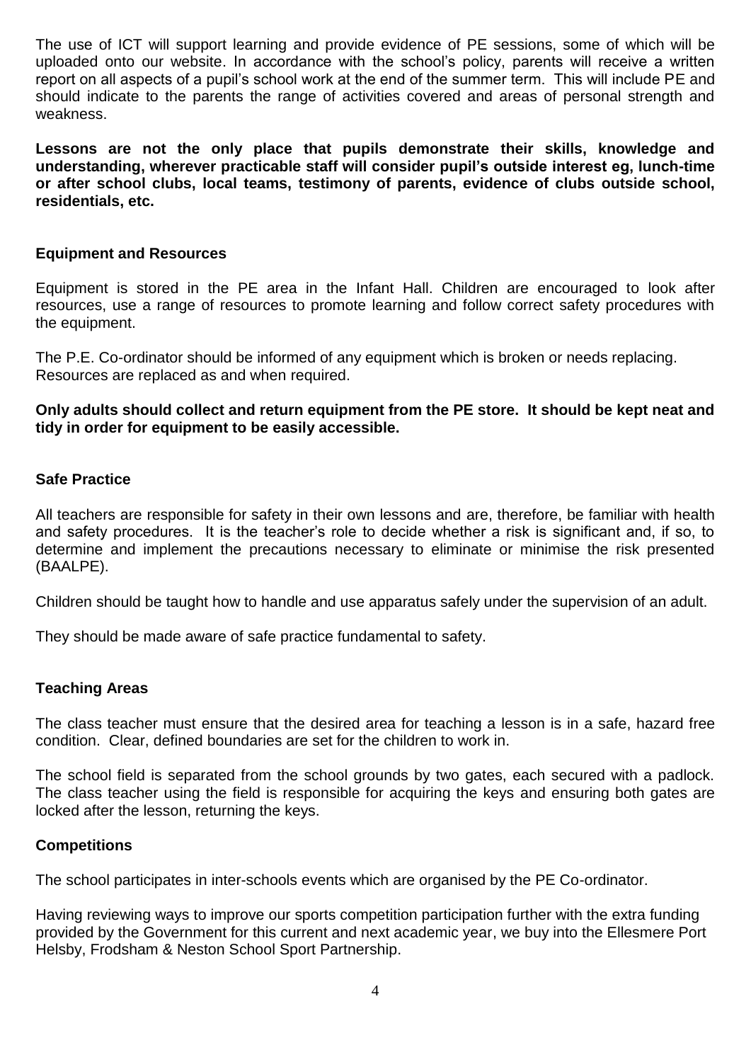The use of ICT will support learning and provide evidence of PE sessions, some of which will be uploaded onto our website. In accordance with the school's policy, parents will receive a written report on all aspects of a pupil's school work at the end of the summer term. This will include PE and should indicate to the parents the range of activities covered and areas of personal strength and weakness.

**Lessons are not the only place that pupils demonstrate their skills, knowledge and understanding, wherever practicable staff will consider pupil's outside interest eg, lunch-time or after school clubs, local teams, testimony of parents, evidence of clubs outside school, residentials, etc.**

### Equipment and Resources

Equipment is stored in the PE area in the Infant Hall. Children are encouraged to look after resources, use a range of resources to promote learning and follow correct safety procedures with the equipment.

The P.E. Co-ordinator should be informed of any equipment which is broken or needs replacing. Resources are replaced as and when required.

**Only adults should collect and return equipment from the PE store. It should be kept neat and tidy in order for equipment to be easily accessible.**

### Safe Practice

All teachers are responsible for safety in their own lessons and are, therefore, be familiar with health and safety procedures. It is the teacher's role to decide whether a risk is significant and, if so, to determine and implement the precautions necessary to eliminate or minimise the risk presented (BAALPE).

Children should be taught how to handle and use apparatus safely under the supervision of an adult.

They should be made aware of safe practice fundamental to safety.

### Teaching Areas

The class teacher must ensure that the desired area for teaching a lesson is in a safe, hazard free condition. Clear, defined boundaries are set for the children to work in.

The school field is separated from the school grounds by two gates, each secured with a padlock. The class teacher using the field is responsible for acquiring the keys and ensuring both gates are locked after the lesson, returning the keys.

### Competitions

The school participates in inter-schools events which are organised by the PE Co-ordinator.

Having reviewing ways to improve our sports competition participation further with the extra funding provided by the Government for this current and next academic year, we buy into the Ellesmere Port Helsby, Frodsham & Neston School Sport Partnership.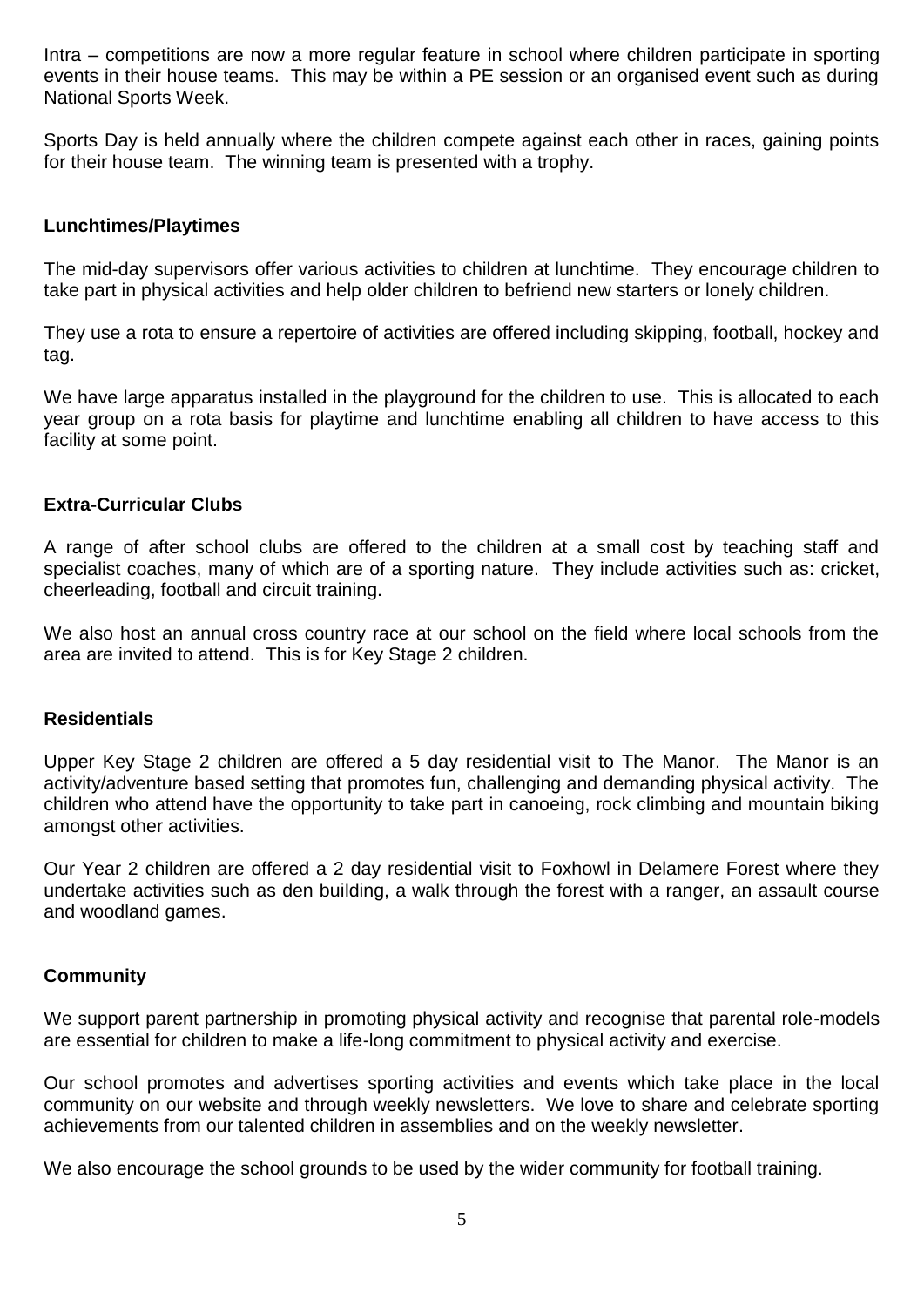Intra – competitions are now a more regular feature in school where children participate in sporting events in their house teams. This may be within a PE session or an organised event such as during National Sports Week.

Sports Day is held annually where the children compete against each other in races, gaining points for their house team. The winning team is presented with a trophy.

**Lunchtimes/Playtimes**

The mid-day supervisors offer various activities to children at lunchtime. They encourage children to take part in physical activities and help older children to befriend new starters or lonely children.

They use a rota to ensure a repertoire of activities are offered including skipping, football, hockey and tag.

We have large apparatus installed in the playground for the children to use. This is allocated to each year group on a rota basis for playtime and lunchtime enabling all children to have access to this facility at some point.

**Extra-Curricular Clubs**

A range of after school clubs are offered to the children at a small cost by teaching staff and specialist coaches, many of which are of a sporting nature. They include activities such as: cricket, cheerleading, football and circuit training.

We also host an annual cross country race at our school on the field where local schools from the area are invited to attend. This is for Key Stage 2 children.

**Residentials**

Upper Key Stage 2 children are offered a 5 day residential visit to The Manor. The Manor is an activity/adventure based setting that promotes fun, challenging and demanding physical activity. The children who attend have the opportunity to take part in canoeing, rock climbing and mountain biking amongst other activities.

Our Year 2 children are offered a 2 day residential visit to Foxhowl in Delamere Forest where they undertake activities such as den building, a walk through the forest with a ranger, an assault course and woodland games.

**Community**

We support parent partnership in promoting physical activity and recognise that parental role-models are essential for children to make a life-long commitment to physical activity and exercise.

Our school promotes and advertises sporting activities and events which take place in the local community on our website and through weekly newsletters. We love to share and celebrate sporting achievements from our talented children in assemblies and on the weekly newsletter.

We also encourage the school grounds to be used by the wider community for football training.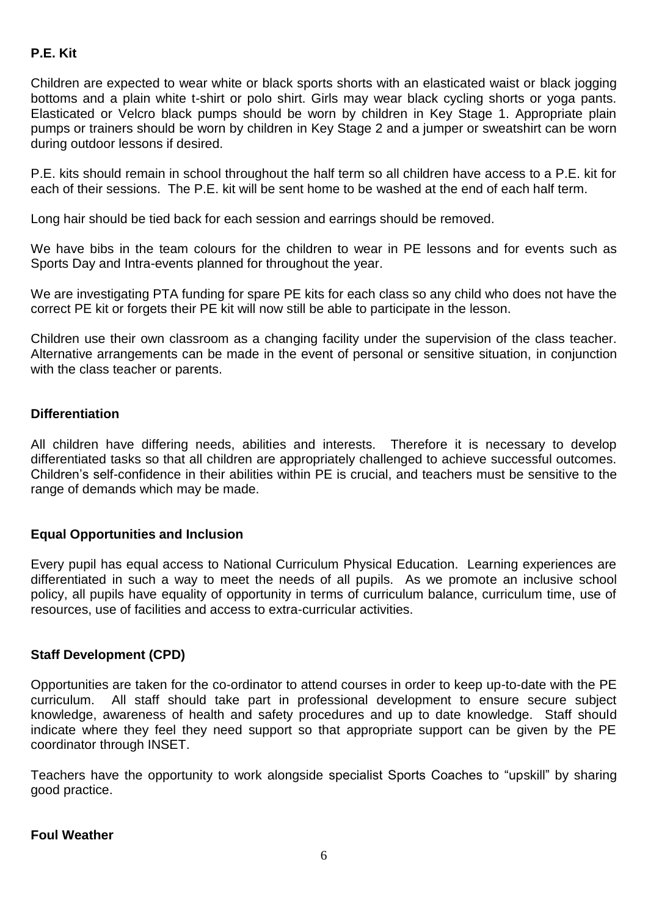**P.E. Kit**

Children are expected to wear white or black sports shorts with an elasticated waist or black jogging bottoms and a plain white t-shirt or polo shirt. Girls may wear black cycling shorts or yoga pants. Elasticated or Velcro black pumps should be worn by children in Key Stage 1. Appropriate plain pumps or trainers should be worn by children in Key Stage 2 and a jumper or sweatshirt can be worn during outdoor lessons if desired.

P.E. kits should remain in school throughout the half term so all children have access to a P.E. kit for each of their sessions. The P.E. kit will be sent home to be washed at the end of each half term.

Long hair should be tied back for each session and earrings should be removed.

We have bibs in the team colours for the children to wear in PE lessons and for events such as Sports Day and Intra-events planned for throughout the year.

We are investigating PTA funding for spare PE kits for each class so any child who does not have the correct PE kit or forgets their PE kit will now still be able to participate in the lesson.

Children use their own classroom as a changing facility under the supervision of the class teacher. Alternative arrangements can be made in the event of personal or sensitive situation, in conjunction with the class teacher or parents.

**Differentiation**

All children have differing needs, abilities and interests. Therefore it is necessary to develop differentiated tasks so that all children are appropriately challenged to achieve successful outcomes. Children's self-confidence in their abilities within PE is crucial, and teachers must be sensitive to the range of demands which may be made.

**Equal Opportunities and Inclusion**

Every pupil has equal access to National Curriculum Physical Education. Learning experiences are differentiated in such a way to meet the needs of all pupils. As we promote an inclusive school policy, all pupils have equality of opportunity in terms of curriculum balance, curriculum time, use of resources, use of facilities and access to extra-curricular activities.

**Staff Development (CPD)**

Opportunities are taken for the co-ordinator to attend courses in order to keep up-to-date with the PE curriculum. All staff should take part in professional development to ensure secure subject knowledge, awareness of health and safety procedures and up to date knowledge. Staff should indicate where they feel they need support so that appropriate support can be given by the PE coordinator through INSET.

Teachers have the opportunity to work alongside specialist Sports Coaches to "upskill" by sharing good practice.

**Foul Weather**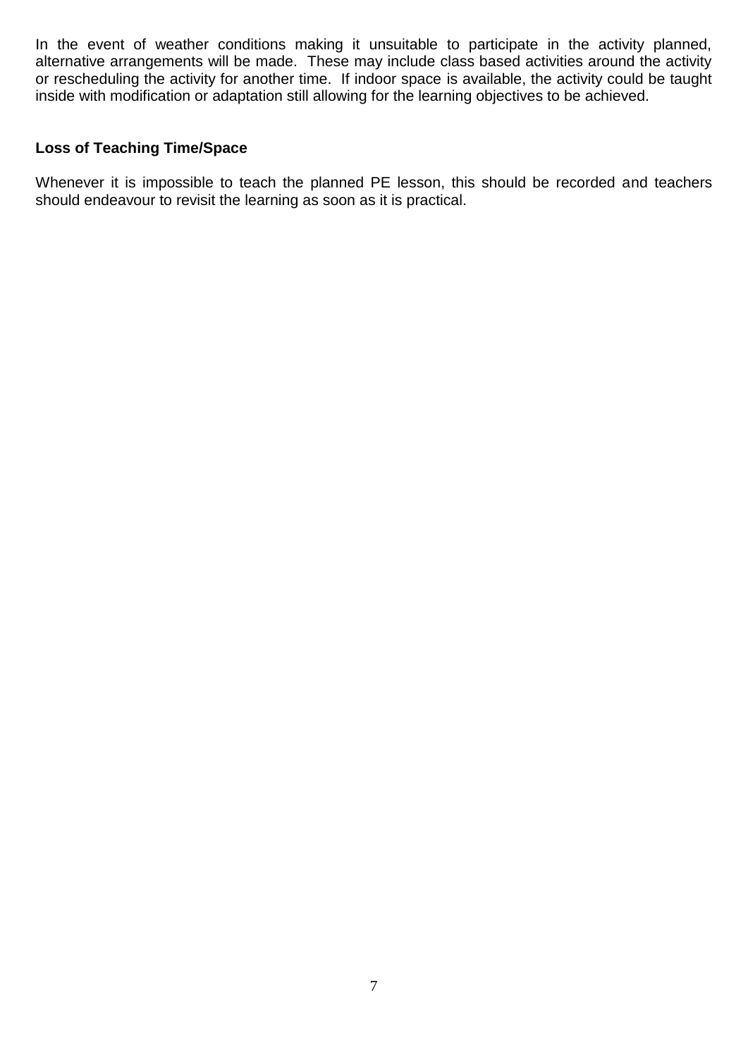In the event of weather conditions making it unsuitable to participate in the activity planned, alternative arrangements will be made. These may include class based activities around the activity or rescheduling the activity for another time. If indoor space is available, the activity could be taught inside with modification or adaptation still allowing for the learning objectives to be achieved.

**Loss of Teaching Time/Space**

Whenever it is impossible to teach the planned PE lesson, this should be recorded and teachers should endeavour to revisit the learning as soon as it is practical.